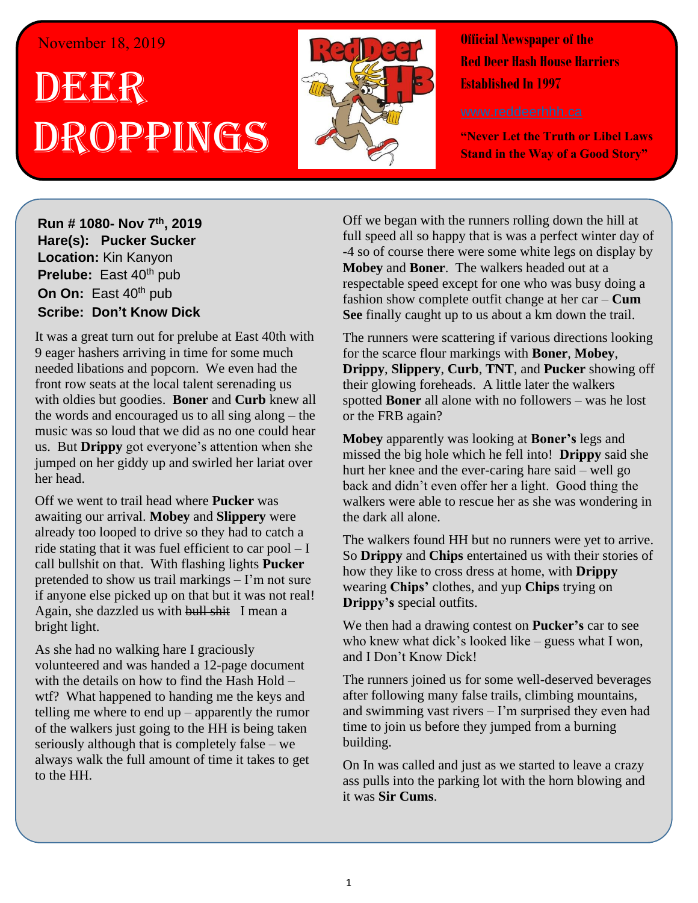November 18, 2019

# Deer Droppings

**Official Newspaper of the Red Deer Hash House Harriers Established In 1997**

www.reddeerhhh.ca

**"Never Let the Truth or Libel Laws Stand in the Way of a Good Story"**

**Run # 1080- Nov 7th, 2019**
**Hare(s): Pucker Sucker**
**Location:** Kin Kanyon
**Prelube:** East 40th pub
**On On:** East 40th pub
**Scribe: Don't Know Dick**

It was a great turn out for prelube at East 40th with 9 eager hashers arriving in time for some much needed libations and popcorn. We even had the front row seats at the local talent serenading us with oldies but goodies. **Boner** and **Curb** knew all the words and encouraged us to all sing along – the music was so loud that we did as no one could hear us. But **Drippy** got everyone's attention when she jumped on her giddy up and swirled her lariat over her head.

Off we went to trail head where **Pucker** was awaiting our arrival. **Mobey** and **Slippery** were already too looped to drive so they had to catch a ride stating that it was fuel efficient to car pool – I call bullshit on that. With flashing lights **Pucker** pretended to show us trail markings – I'm not sure if anyone else picked up on that but it was not real! Again, she dazzled us with ~~bull shit~~ I mean a bright light.

As she had no walking hare I graciously volunteered and was handed a 12-page document with the details on how to find the Hash Hold – wtf? What happened to handing me the keys and telling me where to end up – apparently the rumor of the walkers just going to the HH is being taken seriously although that is completely false – we always walk the full amount of time it takes to get to the HH.

Off we began with the runners rolling down the hill at full speed all so happy that is was a perfect winter day of -4 so of course there were some white legs on display by **Mobey** and **Boner**. The walkers headed out at a respectable speed except for one who was busy doing a fashion show complete outfit change at her car – **Cum See** finally caught up to us about a km down the trail.

The runners were scattering if various directions looking for the scarce flour markings with **Boner**, **Mobey**, **Drippy**, **Slippery**, **Curb**, **TNT**, and **Pucker** showing off their glowing foreheads. A little later the walkers spotted **Boner** all alone with no followers – was he lost or the FRB again?

**Mobey** apparently was looking at **Boner's** legs and missed the big hole which he fell into! **Drippy** said she hurt her knee and the ever-caring hare said – well go back and didn't even offer her a light. Good thing the walkers were able to rescue her as she was wondering in the dark all alone.

The walkers found HH but no runners were yet to arrive. So **Drippy** and **Chips** entertained us with their stories of how they like to cross dress at home, with **Drippy** wearing **Chips'** clothes, and yup **Chips** trying on **Drippy's** special outfits.

We then had a drawing contest on **Pucker's** car to see who knew what dick's looked like – guess what I won, and I Don't Know Dick!

The runners joined us for some well-deserved beverages after following many false trails, climbing mountains, and swimming vast rivers – I'm surprised they even had time to join us before they jumped from a burning building.

On In was called and just as we started to leave a crazy ass pulls into the parking lot with the horn blowing and it was **Sir Cums**.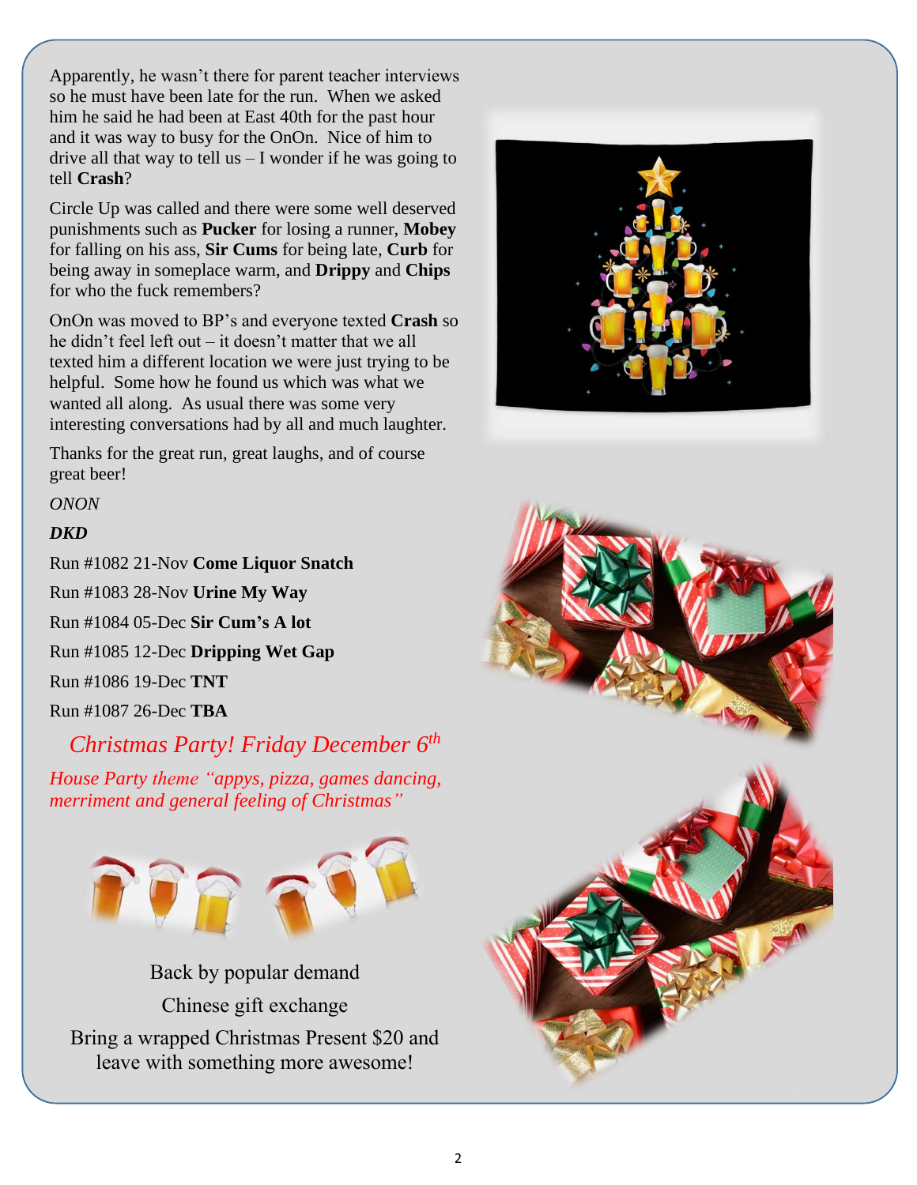Apparently, he wasn't there for parent teacher interviews so he must have been late for the run. When we asked him he said he had been at East 40th for the past hour and it was way to busy for the OnOn. Nice of him to drive all that way to tell us – I wonder if he was going to tell **Crash**?

Circle Up was called and there were some well deserved punishments such as **Pucker** for losing a runner, **Mobey** for falling on his ass, **Sir Cums** for being late, **Curb** for being away in someplace warm, and **Drippy** and **Chips** for who the fuck remembers?

OnOn was moved to BP's and everyone texted **Crash** so he didn't feel left out – it doesn't matter that we all texted him a different location we were just trying to be helpful. Some how he found us which was what we wanted all along. As usual there was some very interesting conversations had by all and much laughter.

Thanks for the great run, great laughs, and of course great beer!

*ONON*

***DKD***

Run #1082 21-Nov **Come Liquor Snatch**

Run #1083 28-Nov **Urine My Way**

Run #1084 05-Dec **Sir Cum's A lot**

Run #1085 12-Dec **Dripping Wet Gap**

Run #1086 19-Dec **TNT**

Run #1087 26-Dec **TBA**

## *Christmas Party! Friday December 6th*

*House Party theme "appys, pizza, games dancing, merriment and general feeling of Christmas"*

Back by popular demand

Chinese gift exchange

Bring a wrapped Christmas Present $20 and leave with something more awesome!